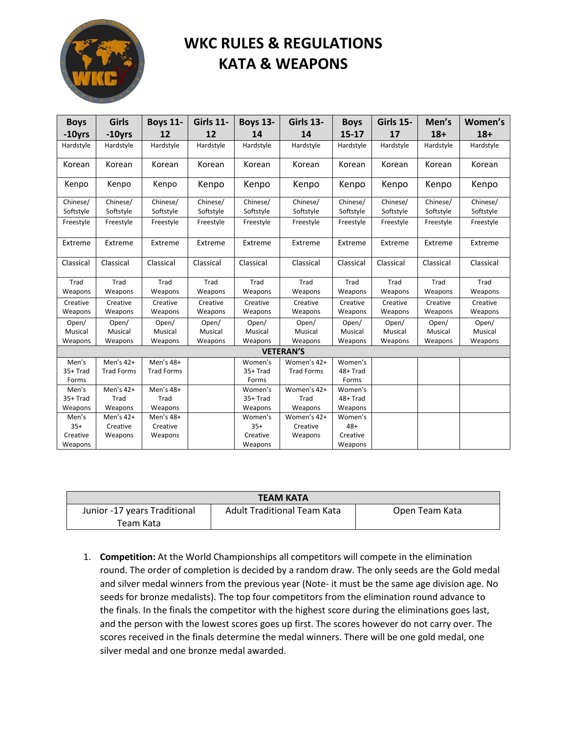# WKC RULES & REGULATIONS
# KATA & WEAPONS

| Boys -10yrs | Girls -10yrs | Boys 11-12 | Girls 11-12 | Boys 13-14 | Girls 13-14 | Boys 15-17 | Girls 15-17 | Men's 18+ | Women's 18+ |
|---|---|---|---|---|---|---|---|---|---|
| Hardstyle | Hardstyle | Hardstyle | Hardstyle | Hardstyle | Hardstyle | Hardstyle | Hardstyle | Hardstyle | Hardstyle |
| Korean | Korean | Korean | Korean | Korean | Korean | Korean | Korean | Korean | Korean |
| Kenpo | Kenpo | Kenpo | Kenpo | Kenpo | Kenpo | Kenpo | Kenpo | Kenpo | Kenpo |
| Chinese/ Softstyle | Chinese/ Softstyle | Chinese/ Softstyle | Chinese/ Softstyle | Chinese/ Softstyle | Chinese/ Softstyle | Chinese/ Softstyle | Chinese/ Softstyle | Chinese/ Softstyle | Chinese/ Softstyle |
| Freestyle | Freestyle | Freestyle | Freestyle | Freestyle | Freestyle | Freestyle | Freestyle | Freestyle | Freestyle |
| Extreme | Extreme | Extreme | Extreme | Extreme | Extreme | Extreme | Extreme | Extreme | Extreme |
| Classical | Classical | Classical | Classical | Classical | Classical | Classical | Classical | Classical | Classical |
| Trad Weapons | Trad Weapons | Trad Weapons | Trad Weapons | Trad Weapons | Trad Weapons | Trad Weapons | Trad Weapons | Trad Weapons | Trad Weapons |
| Creative Weapons | Creative Weapons | Creative Weapons | Creative Weapons | Creative Weapons | Creative Weapons | Creative Weapons | Creative Weapons | Creative Weapons | Creative Weapons |
| Open/ Musical Weapons | Open/ Musical Weapons | Open/ Musical Weapons | Open/ Musical Weapons | Open/ Musical Weapons | Open/ Musical Weapons | Open/ Musical Weapons | Open/ Musical Weapons | Open/ Musical Weapons | Open/ Musical Weapons |
| **VETERAN'S** | | | | | | | | | |
| Men's 35+ Trad Forms | Men's 42+ Trad Forms | Men's 48+ Trad Forms | | Women's 35+ Trad Forms | Women's 42+ Trad Forms | Women's 48+ Trad Forms | | | |
| Men's 35+ Trad Weapons | Men's 42+ Trad Weapons | Men's 48+ Trad Weapons | | Women's 35+ Trad Weapons | Women's 42+ Trad Weapons | Women's 48+ Trad Weapons | | | |
| Men's 35+ Creative Weapons | Men's 42+ Creative Weapons | Men's 48+ Creative Weapons | | Women's 35+ Creative Weapons | Women's 42+ Creative Weapons | Women's 48+ Creative Weapons | | | |

| TEAM KATA | | |
|---|---|---|
| Junior -17 years Traditional Team Kata | Adult Traditional Team Kata | Open Team Kata |

1. **Competition:** At the World Championships all competitors will compete in the elimination round. The order of completion is decided by a random draw. The only seeds are the Gold medal and silver medal winners from the previous year (Note- it must be the same age division age. No seeds for bronze medalists). The top four competitors from the elimination round advance to the finals. In the finals the competitor with the highest score during the eliminations goes last, and the person with the lowest scores goes up first. The scores however do not carry over. The scores received in the finals determine the medal winners. There will be one gold medal, one silver medal and one bronze medal awarded.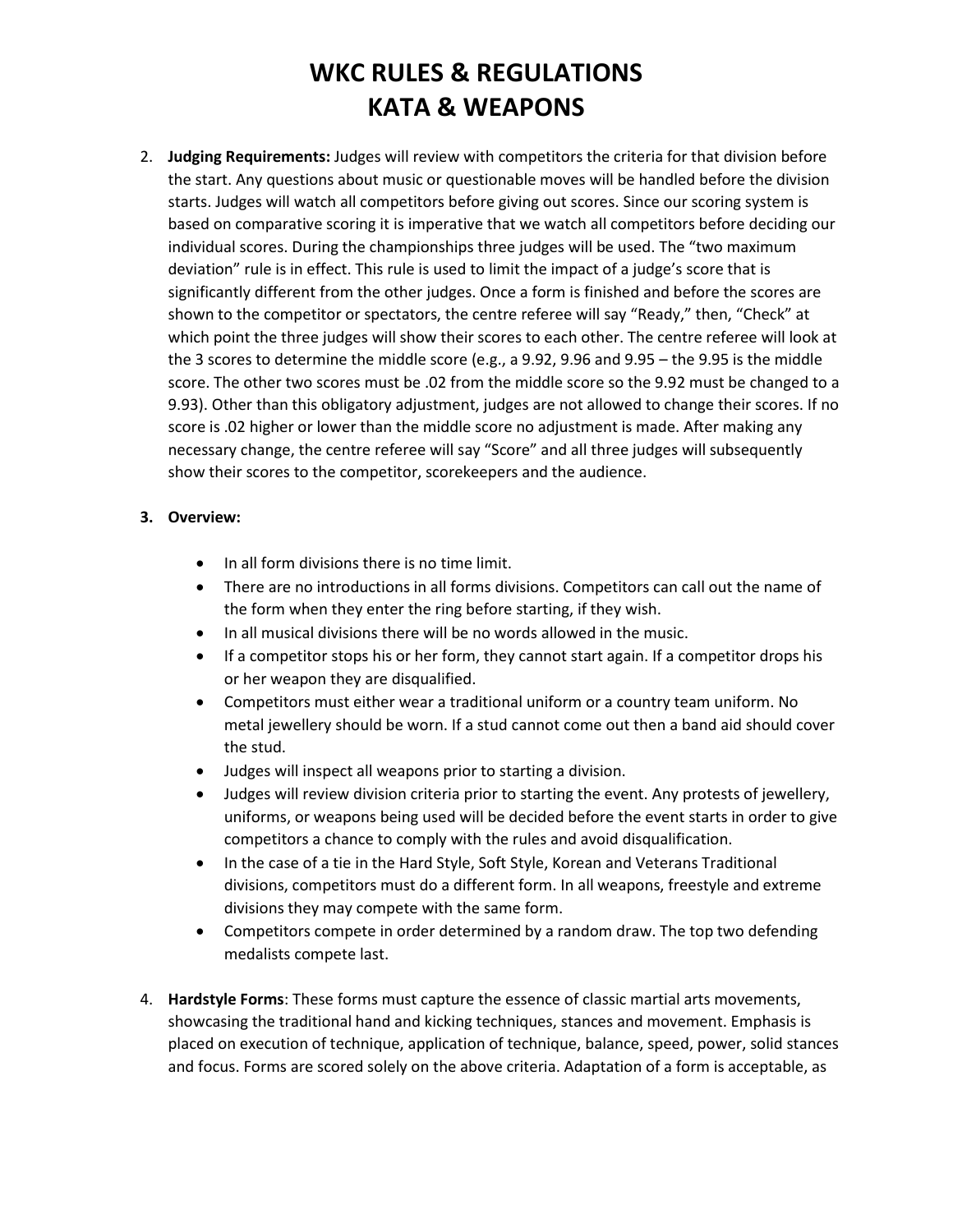# WKC RULES & REGULATIONS
# KATA & WEAPONS

2. **Judging Requirements:** Judges will review with competitors the criteria for that division before the start. Any questions about music or questionable moves will be handled before the division starts. Judges will watch all competitors before giving out scores. Since our scoring system is based on comparative scoring it is imperative that we watch all competitors before deciding our individual scores. During the championships three judges will be used. The "two maximum deviation" rule is in effect. This rule is used to limit the impact of a judge's score that is significantly different from the other judges. Once a form is finished and before the scores are shown to the competitor or spectators, the centre referee will say "Ready," then, "Check" at which point the three judges will show their scores to each other. The centre referee will look at the 3 scores to determine the middle score (e.g., a 9.92, 9.96 and 9.95 – the 9.95 is the middle score. The other two scores must be .02 from the middle score so the 9.92 must be changed to a 9.93). Other than this obligatory adjustment, judges are not allowed to change their scores. If no score is .02 higher or lower than the middle score no adjustment is made. After making any necessary change, the centre referee will say "Score" and all three judges will subsequently show their scores to the competitor, scorekeepers and the audience.

3. **Overview:**

   - In all form divisions there is no time limit.
   - There are no introductions in all forms divisions. Competitors can call out the name of the form when they enter the ring before starting, if they wish.
   - In all musical divisions there will be no words allowed in the music.
   - If a competitor stops his or her form, they cannot start again. If a competitor drops his or her weapon they are disqualified.
   - Competitors must either wear a traditional uniform or a country team uniform. No metal jewellery should be worn. If a stud cannot come out then a band aid should cover the stud.
   - Judges will inspect all weapons prior to starting a division.
   - Judges will review division criteria prior to starting the event. Any protests of jewellery, uniforms, or weapons being used will be decided before the event starts in order to give competitors a chance to comply with the rules and avoid disqualification.
   - In the case of a tie in the Hard Style, Soft Style, Korean and Veterans Traditional divisions, competitors must do a different form. In all weapons, freestyle and extreme divisions they may compete with the same form.
   - Competitors compete in order determined by a random draw. The top two defending medalists compete last.

4. **Hardstyle Forms**: These forms must capture the essence of classic martial arts movements, showcasing the traditional hand and kicking techniques, stances and movement. Emphasis is placed on execution of technique, application of technique, balance, speed, power, solid stances and focus. Forms are scored solely on the above criteria. Adaptation of a form is acceptable, as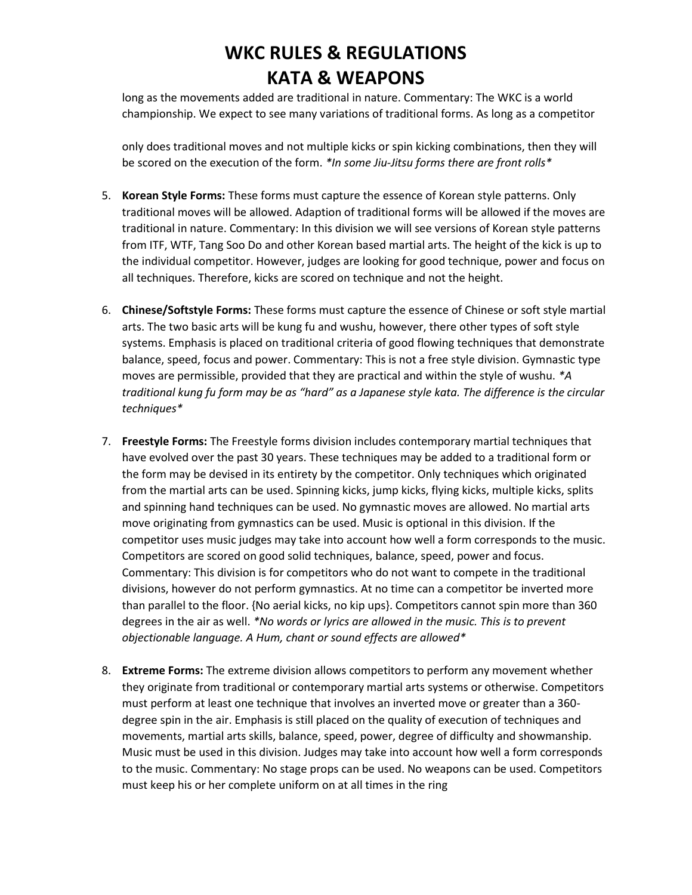long as the movements added are traditional in nature. Commentary: The WKC is a world championship. We expect to see many variations of traditional forms. As long as a competitor

only does traditional moves and not multiple kicks or spin kicking combinations, then they will be scored on the execution of the form. *\*In some Jiu-Jitsu forms there are front rolls\**

5. **Korean Style Forms:** These forms must capture the essence of Korean style patterns. Only traditional moves will be allowed. Adaption of traditional forms will be allowed if the moves are traditional in nature. Commentary: In this division we will see versions of Korean style patterns from ITF, WTF, Tang Soo Do and other Korean based martial arts. The height of the kick is up to the individual competitor. However, judges are looking for good technique, power and focus on all techniques. Therefore, kicks are scored on technique and not the height.

6. **Chinese/Softstyle Forms:** These forms must capture the essence of Chinese or soft style martial arts. The two basic arts will be kung fu and wushu, however, there other types of soft style systems. Emphasis is placed on traditional criteria of good flowing techniques that demonstrate balance, speed, focus and power. Commentary: This is not a free style division. Gymnastic type moves are permissible, provided that they are practical and within the style of wushu. *\*A traditional kung fu form may be as "hard" as a Japanese style kata. The difference is the circular techniques\**

7. **Freestyle Forms:** The Freestyle forms division includes contemporary martial techniques that have evolved over the past 30 years. These techniques may be added to a traditional form or the form may be devised in its entirety by the competitor. Only techniques which originated from the martial arts can be used. Spinning kicks, jump kicks, flying kicks, multiple kicks, splits and spinning hand techniques can be used. No gymnastic moves are allowed. No martial arts move originating from gymnastics can be used. Music is optional in this division. If the competitor uses music judges may take into account how well a form corresponds to the music. Competitors are scored on good solid techniques, balance, speed, power and focus. Commentary: This division is for competitors who do not want to compete in the traditional divisions, however do not perform gymnastics. At no time can a competitor be inverted more than parallel to the floor. {No aerial kicks, no kip ups}. Competitors cannot spin more than 360 degrees in the air as well. *\*No words or lyrics are allowed in the music. This is to prevent objectionable language. A Hum, chant or sound effects are allowed\**

8. **Extreme Forms:** The extreme division allows competitors to perform any movement whether they originate from traditional or contemporary martial arts systems or otherwise. Competitors must perform at least one technique that involves an inverted move or greater than a 360-degree spin in the air. Emphasis is still placed on the quality of execution of techniques and movements, martial arts skills, balance, speed, power, degree of difficulty and showmanship. Music must be used in this division. Judges may take into account how well a form corresponds to the music. Commentary: No stage props can be used. No weapons can be used. Competitors must keep his or her complete uniform on at all times in the ring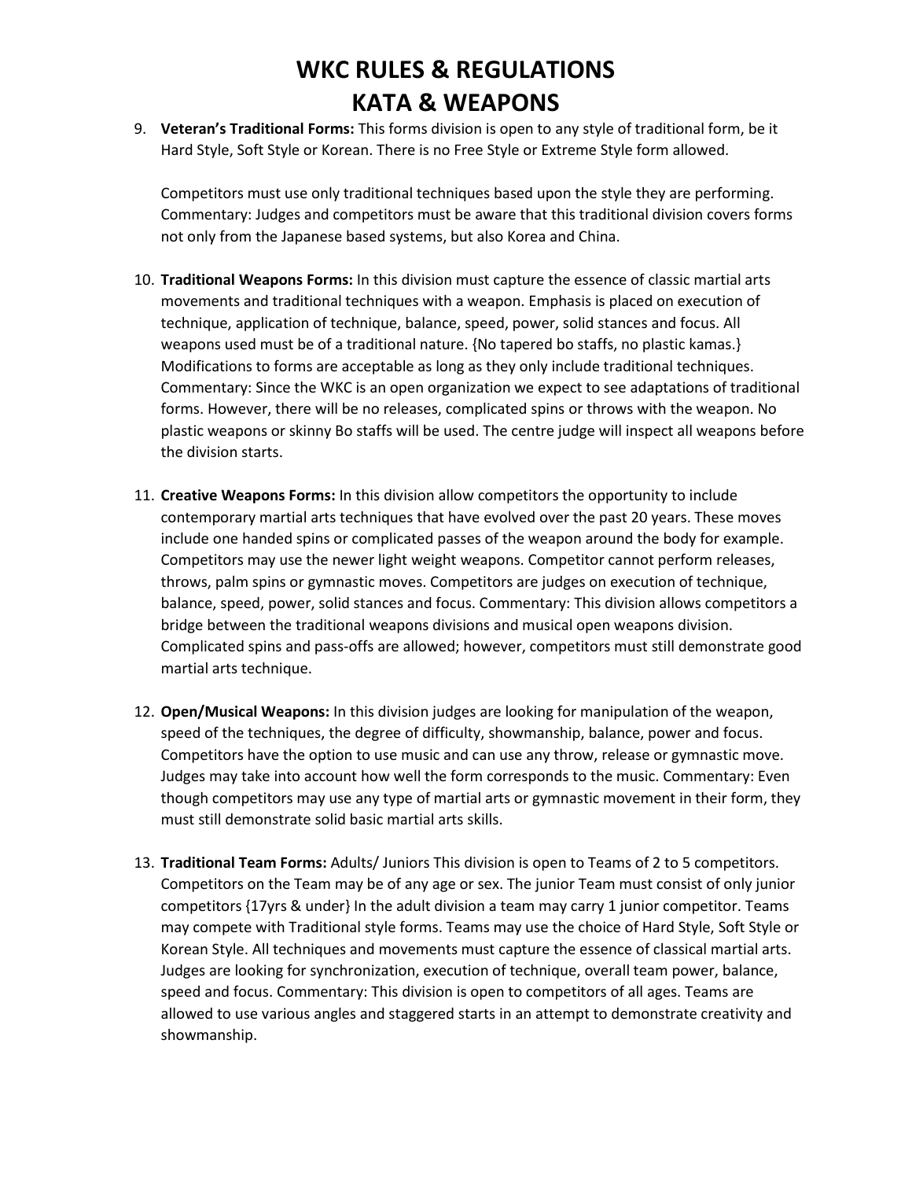# WKC RULES & REGULATIONS
# KATA & WEAPONS

9. **Veteran's Traditional Forms:** This forms division is open to any style of traditional form, be it Hard Style, Soft Style or Korean. There is no Free Style or Extreme Style form allowed.

   Competitors must use only traditional techniques based upon the style they are performing. Commentary: Judges and competitors must be aware that this traditional division covers forms not only from the Japanese based systems, but also Korea and China.

10. **Traditional Weapons Forms:** In this division must capture the essence of classic martial arts movements and traditional techniques with a weapon. Emphasis is placed on execution of technique, application of technique, balance, speed, power, solid stances and focus. All weapons used must be of a traditional nature. {No tapered bo staffs, no plastic kamas.} Modifications to forms are acceptable as long as they only include traditional techniques. Commentary: Since the WKC is an open organization we expect to see adaptations of traditional forms. However, there will be no releases, complicated spins or throws with the weapon. No plastic weapons or skinny Bo staffs will be used. The centre judge will inspect all weapons before the division starts.

11. **Creative Weapons Forms:** In this division allow competitors the opportunity to include contemporary martial arts techniques that have evolved over the past 20 years. These moves include one handed spins or complicated passes of the weapon around the body for example. Competitors may use the newer light weight weapons. Competitor cannot perform releases, throws, palm spins or gymnastic moves. Competitors are judges on execution of technique, balance, speed, power, solid stances and focus. Commentary: This division allows competitors a bridge between the traditional weapons divisions and musical open weapons division. Complicated spins and pass-offs are allowed; however, competitors must still demonstrate good martial arts technique.

12. **Open/Musical Weapons:** In this division judges are looking for manipulation of the weapon, speed of the techniques, the degree of difficulty, showmanship, balance, power and focus. Competitors have the option to use music and can use any throw, release or gymnastic move. Judges may take into account how well the form corresponds to the music. Commentary: Even though competitors may use any type of martial arts or gymnastic movement in their form, they must still demonstrate solid basic martial arts skills.

13. **Traditional Team Forms:** Adults/ Juniors This division is open to Teams of 2 to 5 competitors. Competitors on the Team may be of any age or sex. The junior Team must consist of only junior competitors {17yrs & under} In the adult division a team may carry 1 junior competitor. Teams may compete with Traditional style forms. Teams may use the choice of Hard Style, Soft Style or Korean Style. All techniques and movements must capture the essence of classical martial arts. Judges are looking for synchronization, execution of technique, overall team power, balance, speed and focus. Commentary: This division is open to competitors of all ages. Teams are allowed to use various angles and staggered starts in an attempt to demonstrate creativity and showmanship.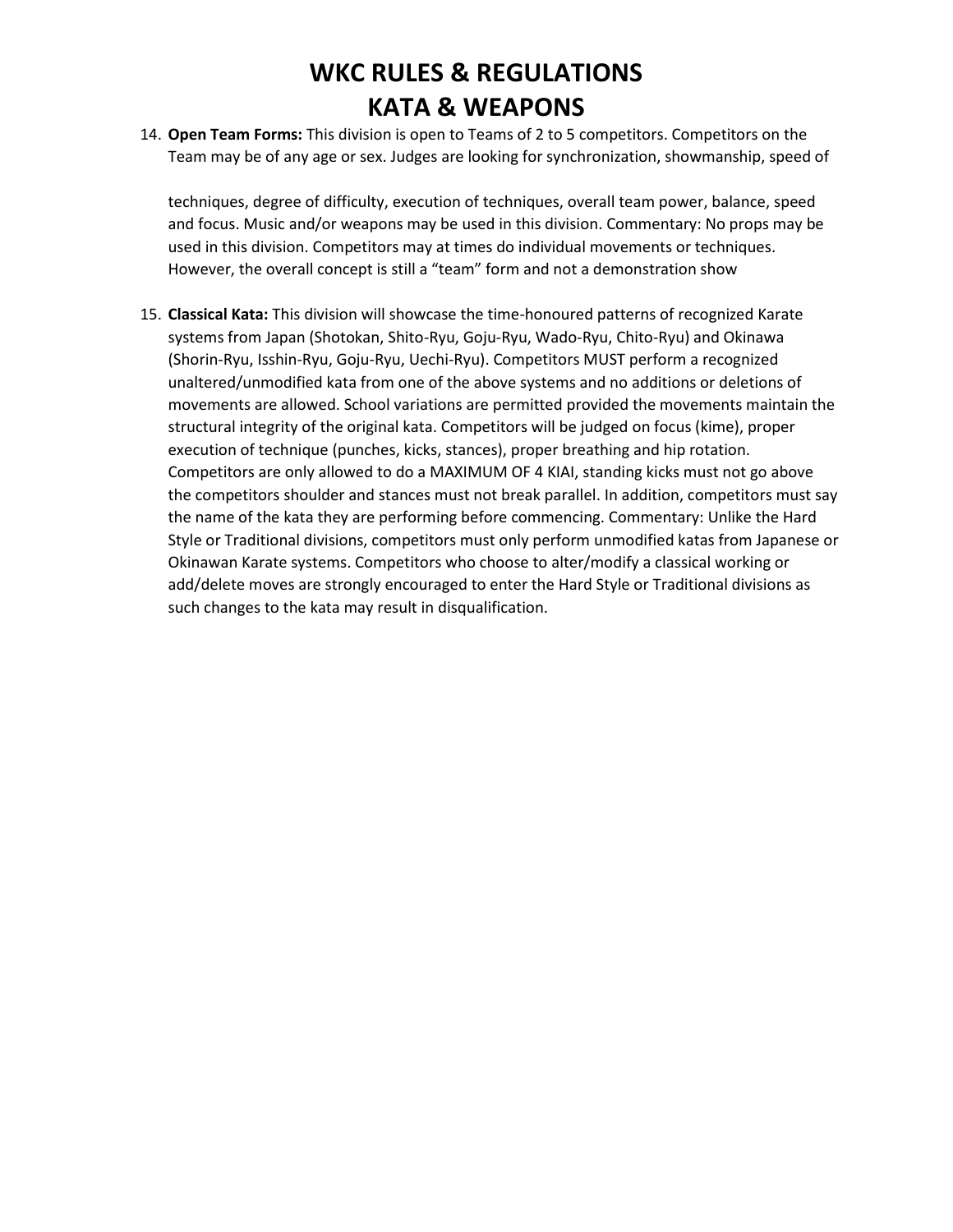14. **Open Team Forms:** This division is open to Teams of 2 to 5 competitors. Competitors on the Team may be of any age or sex. Judges are looking for synchronization, showmanship, speed of techniques, degree of difficulty, execution of techniques, overall team power, balance, speed and focus. Music and/or weapons may be used in this division. Commentary: No props may be used in this division. Competitors may at times do individual movements or techniques. However, the overall concept is still a "team" form and not a demonstration show

15. **Classical Kata:** This division will showcase the time-honoured patterns of recognized Karate systems from Japan (Shotokan, Shito-Ryu, Goju-Ryu, Wado-Ryu, Chito-Ryu) and Okinawa (Shorin-Ryu, Isshin-Ryu, Goju-Ryu, Uechi-Ryu). Competitors MUST perform a recognized unaltered/unmodified kata from one of the above systems and no additions or deletions of movements are allowed. School variations are permitted provided the movements maintain the structural integrity of the original kata. Competitors will be judged on focus (kime), proper execution of technique (punches, kicks, stances), proper breathing and hip rotation. Competitors are only allowed to do a MAXIMUM OF 4 KIAI, standing kicks must not go above the competitors shoulder and stances must not break parallel. In addition, competitors must say the name of the kata they are performing before commencing. Commentary: Unlike the Hard Style or Traditional divisions, competitors must only perform unmodified katas from Japanese or Okinawan Karate systems. Competitors who choose to alter/modify a classical working or add/delete moves are strongly encouraged to enter the Hard Style or Traditional divisions as such changes to the kata may result in disqualification.